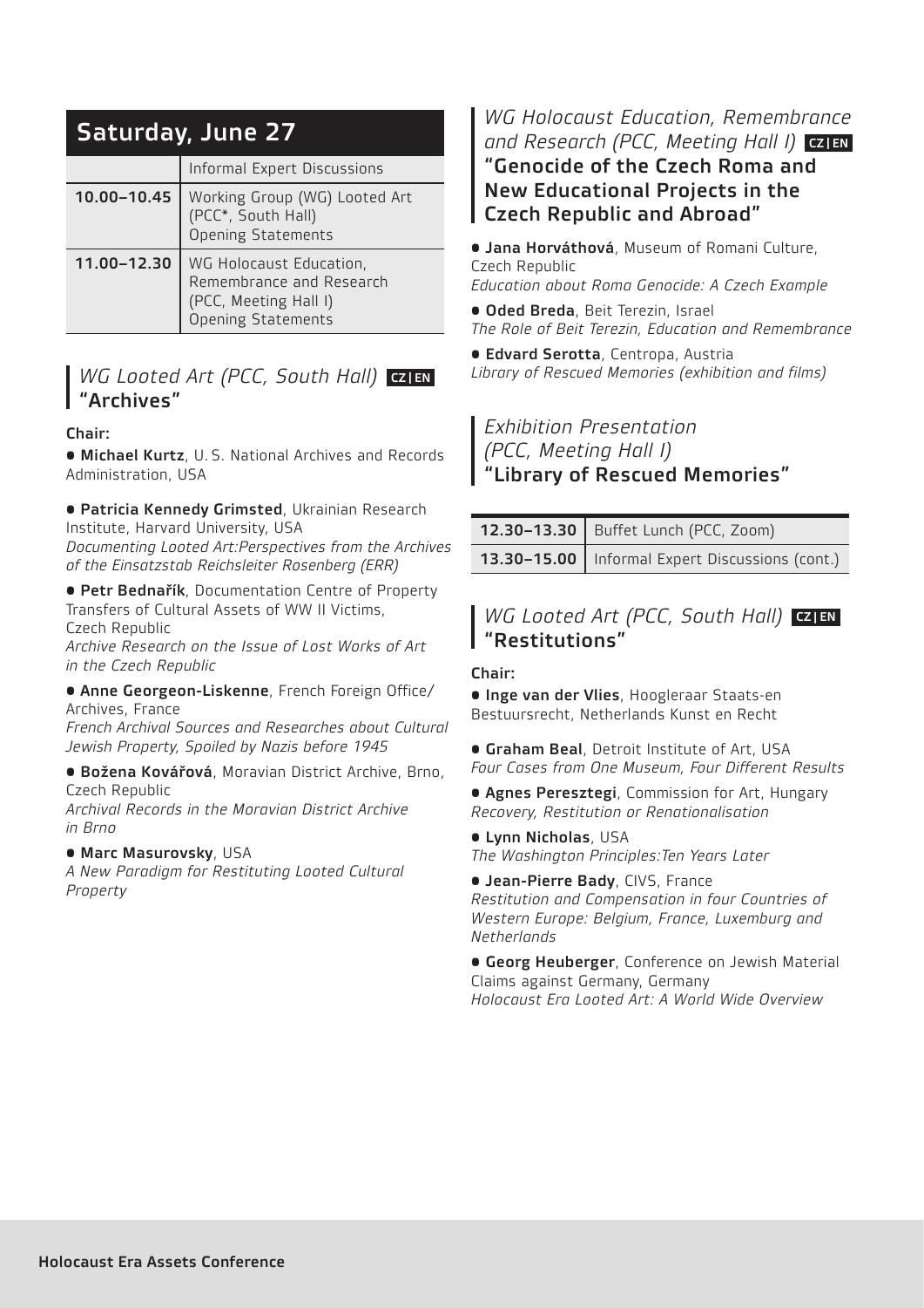## Saturday, June 27

| | |
|---|---|
| | Informal Expert Discussions |
| **10.00–10.45** | Working Group (WG) Looted Art (PCC*, South Hall) Opening Statements |
| **11.00–12.30** | WG Holocaust Education, Remembrance and Research (PCC, Meeting Hall I) Opening Statements |

### *WG Looted Art (PCC, South Hall)* CZ | EN
### "Archives"

**Chair:**

- **Michael Kurtz**, U. S. National Archives and Records Administration, USA

- **Patricia Kennedy Grimsted**, Ukrainian Research Institute, Harvard University, USA
*Documenting Looted Art:Perspectives from the Archives of the Einsatzstab Reichsleiter Rosenberg (ERR)*

- **Petr Bednařík**, Documentation Centre of Property Transfers of Cultural Assets of WW II Victims, Czech Republic
*Archive Research on the Issue of Lost Works of Art in the Czech Republic*

- **Anne Georgeon-Liskenne**, French Foreign Office/ Archives, France
*French Archival Sources and Researches about Cultural Jewish Property, Spoiled by Nazis before 1945*

- **Božena Kovářová**, Moravian District Archive, Brno, Czech Republic
*Archival Records in the Moravian District Archive in Brno*

- **Marc Masurovsky**, USA
*A New Paradigm for Restituting Looted Cultural Property*

### *WG Holocaust Education, Remembrance and Research (PCC, Meeting Hall I)* CZ | EN
### "Genocide of the Czech Roma and New Educational Projects in the Czech Republic and Abroad"

- **Jana Horváthová**, Museum of Romani Culture, Czech Republic
*Education about Roma Genocide: A Czech Example*

- **Oded Breda**, Beit Terezin, Israel
*The Role of Beit Terezin, Education and Remembrance*

- **Edvard Serotta**, Centropa, Austria
*Library of Rescued Memories (exhibition and films)*

### *Exhibition Presentation (PCC, Meeting Hall I)*
### "Library of Rescued Memories"

| | |
|---|---|
| **12.30–13.30** | Buffet Lunch (PCC, Zoom) |
| **13.30–15.00** | Informal Expert Discussions (cont.) |

### *WG Looted Art (PCC, South Hall)* CZ | EN
### "Restitutions"

**Chair:**

- **Inge van der Vlies**, Hoogleraar Staats-en Bestuursrecht, Netherlands Kunst en Recht

- **Graham Beal**, Detroit Institute of Art, USA
*Four Cases from One Museum, Four Different Results*

- **Agnes Peresztegi**, Commission for Art, Hungary
*Recovery, Restitution or Renationalisation*

- **Lynn Nicholas**, USA
*The Washington Principles:Ten Years Later*

- **Jean-Pierre Bady**, CIVS, France
*Restitution and Compensation in four Countries of Western Europe: Belgium, France, Luxemburg and Netherlands*

- **Georg Heuberger**, Conference on Jewish Material Claims against Germany, Germany
*Holocaust Era Looted Art: A World Wide Overview*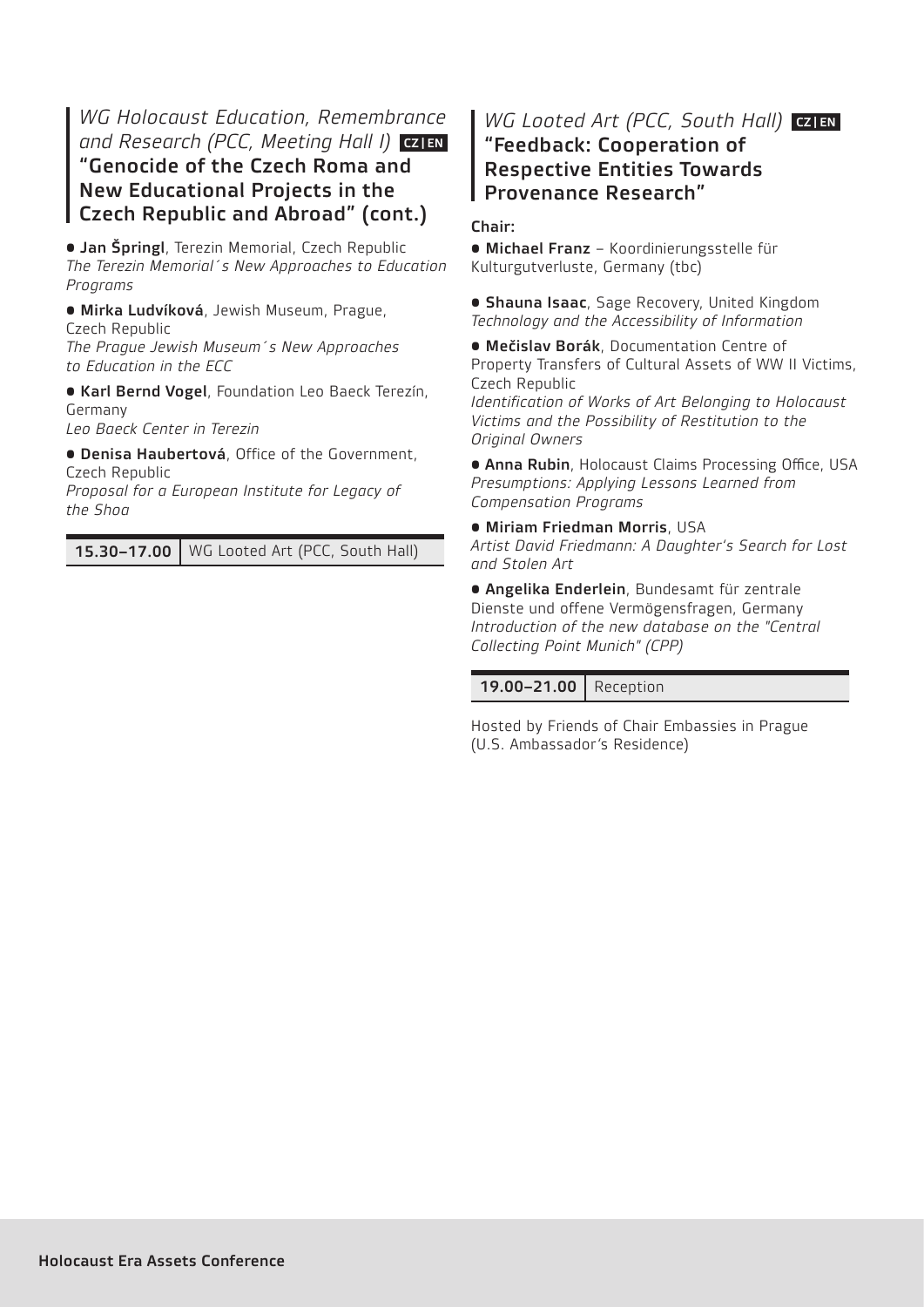### *WG Holocaust Education, Remembrance and Research (PCC, Meeting Hall I)* CZ | EN
### "Genocide of the Czech Roma and New Educational Projects in the Czech Republic and Abroad" (cont.)

- **Jan Špringl**, Terezin Memorial, Czech Republic
  *The Terezin Memorial´s New Approaches to Education Programs*
- **Mirka Ludvíková**, Jewish Museum, Prague, Czech Republic
  *The Prague Jewish Museum´s New Approaches to Education in the ECC*
- **Karl Bernd Vogel**, Foundation Leo Baeck Terezín, Germany
  *Leo Baeck Center in Terezin*
- **Denisa Haubertová**, Office of the Government, Czech Republic
  *Proposal for a European Institute for Legacy of the Shoa*

| **15.30–17.00** | WG Looted Art (PCC, South Hall) |
|---|---|

### *WG Looted Art (PCC, South Hall)* CZ | EN
### "Feedback: Cooperation of Respective Entities Towards Provenance Research"

**Chair:**

- **Michael Franz** – Koordinierungsstelle für Kulturgutverluste, Germany (tbc)

- **Shauna Isaac**, Sage Recovery, United Kingdom
  *Technology and the Accessibility of Information*
- **Mečislav Borák**, Documentation Centre of Property Transfers of Cultural Assets of WW II Victims, Czech Republic
  *Identification of Works of Art Belonging to Holocaust Victims and the Possibility of Restitution to the Original Owners*
- **Anna Rubin**, Holocaust Claims Processing Office, USA
  *Presumptions: Applying Lessons Learned from Compensation Programs*
- **Miriam Friedman Morris**, USA
  *Artist David Friedmann: A Daughter's Search for Lost and Stolen Art*
- **Angelika Enderlein**, Bundesamt für zentrale Dienste und offene Vermögensfragen, Germany
  *Introduction of the new database on the "Central Collecting Point Munich" (CPP)*

| **19.00–21.00** | Reception |
|---|---|

Hosted by Friends of Chair Embassies in Prague (U.S. Ambassador's Residence)